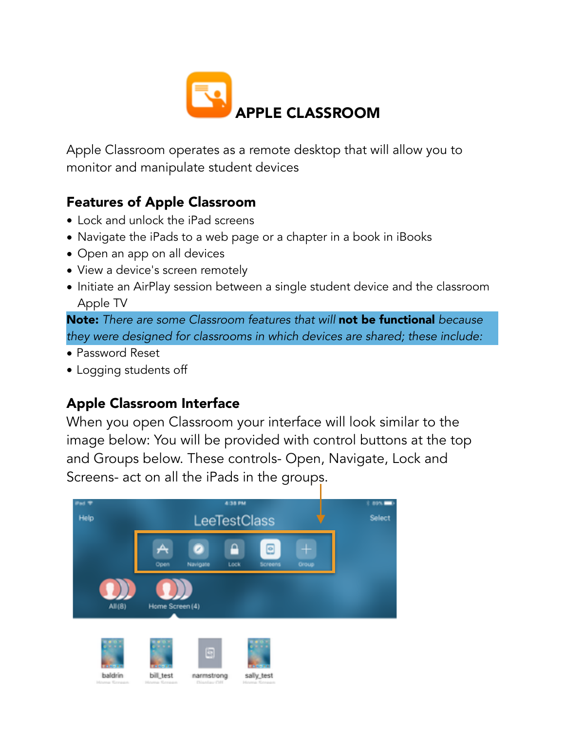# APPLE CLASSROOM

Apple Classroom operates as a remote desktop that will allow you to monitor and manipulate student devices

## Features of Apple Classroom

- Lock and unlock the iPad screens
- Navigate the iPads to a web page or a chapter in a book in iBooks
- Open an app on all devices
- View a device's screen remotely
- Initiate an AirPlay session between a single student device and the classroom Apple TV

**Note:** *There are some Classroom features that will* **not be functional** *because they were designed for classrooms in which devices are shared; these include:*

- Password Reset
- Logging students off

## Apple Classroom Interface

When you open Classroom your interface will look similar to the image below: You will be provided with control buttons at the top and Groups below. These controls- Open, Navigate, Lock and Screens- act on all the iPads in the groups.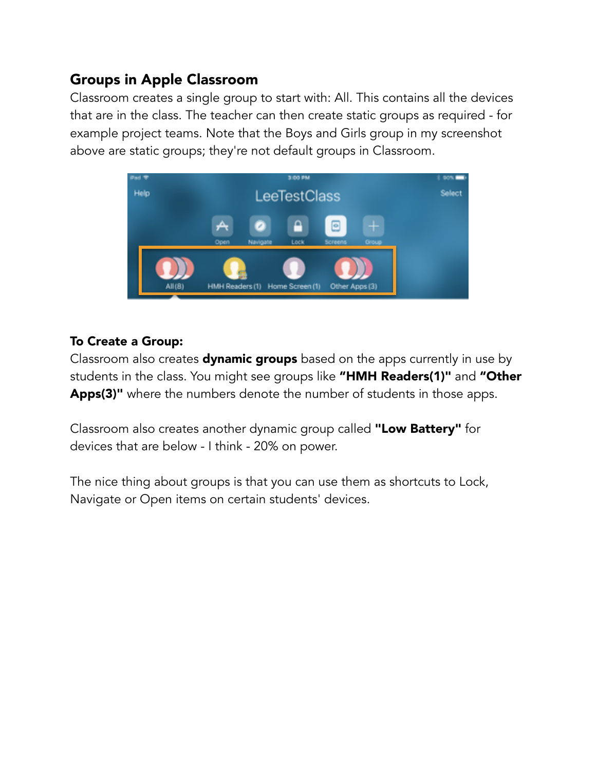## Groups in Apple Classroom

Classroom creates a single group to start with: All. This contains all the devices that are in the class. The teacher can then create static groups as required - for example project teams. Note that the Boys and Girls group in my screenshot above are static groups; they're not default groups in Classroom.

### To Create a Group:

Classroom also creates **dynamic groups** based on the apps currently in use by students in the class. You might see groups like **"HMH Readers(1)"** and **"Other Apps(3)"** where the numbers denote the number of students in those apps.

Classroom also creates another dynamic group called **"Low Battery"** for devices that are below - I think - 20% on power.

The nice thing about groups is that you can use them as shortcuts to Lock, Navigate or Open items on certain students' devices.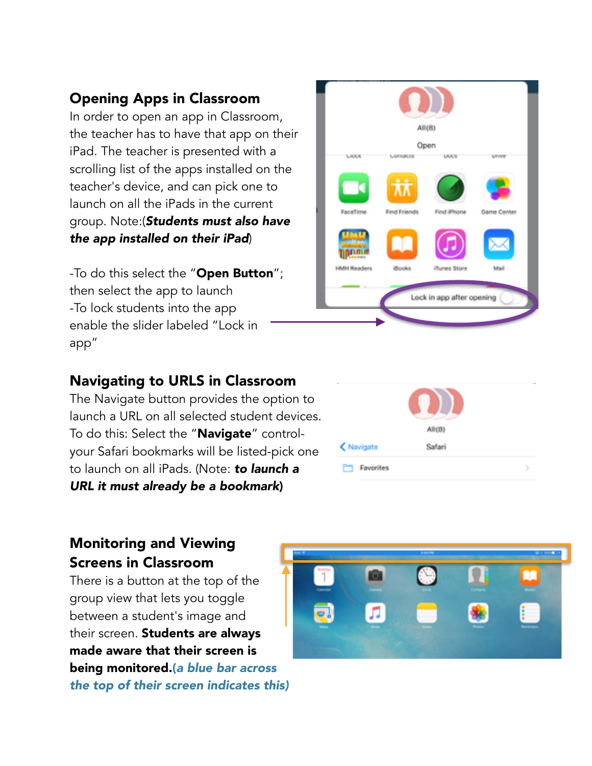## Opening Apps in Classroom

In order to open an app in Classroom, the teacher has to have that app on their iPad. The teacher is presented with a scrolling list of the apps installed on the teacher's device, and can pick one to launch on all the iPads in the current group. Note:(***Students must also have the app installed on their iPad***)

-To do this select the "**Open Button**"; then select the app to launch
-To lock students into the app enable the slider labeled "Lock in app"

## Navigating to URLS in Classroom

The Navigate button provides the option to launch a URL on all selected student devices. To do this: Select the "**Navigate**" control- your Safari bookmarks will be listed-pick one to launch on all iPads. (Note: ***to launch a URL it must already be a bookmark***)

## Monitoring and Viewing Screens in Classroom

There is a button at the top of the group view that lets you toggle between a student's image and their screen. **Students are always made aware that their screen is being monitored.*(a blue bar across the top of their screen indicates this)***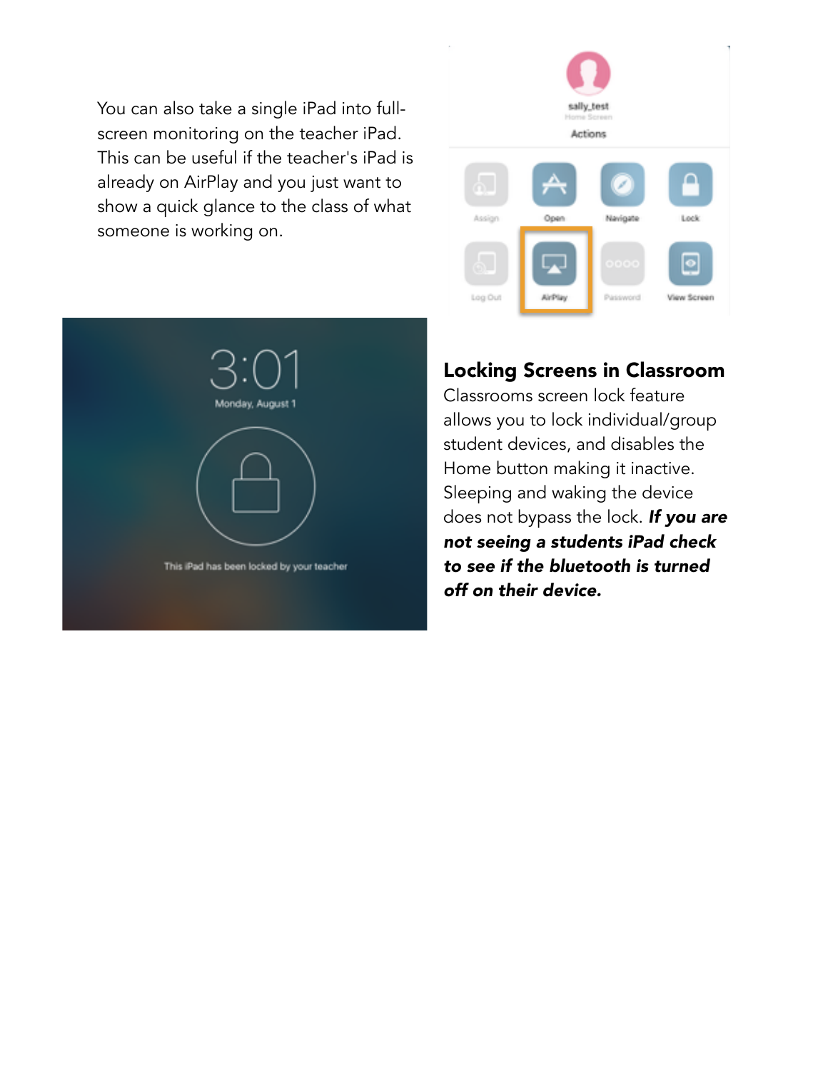You can also take a single iPad into full-screen monitoring on the teacher iPad. This can be useful if the teacher's iPad is already on AirPlay and you just want to show a quick glance to the class of what someone is working on.

## Locking Screens in Classroom

Classrooms screen lock feature allows you to lock individual/group student devices, and disables the Home button making it inactive. Sleeping and waking the device does not bypass the lock. ***If you are not seeing a students iPad check to see if the bluetooth is turned off on their device.***